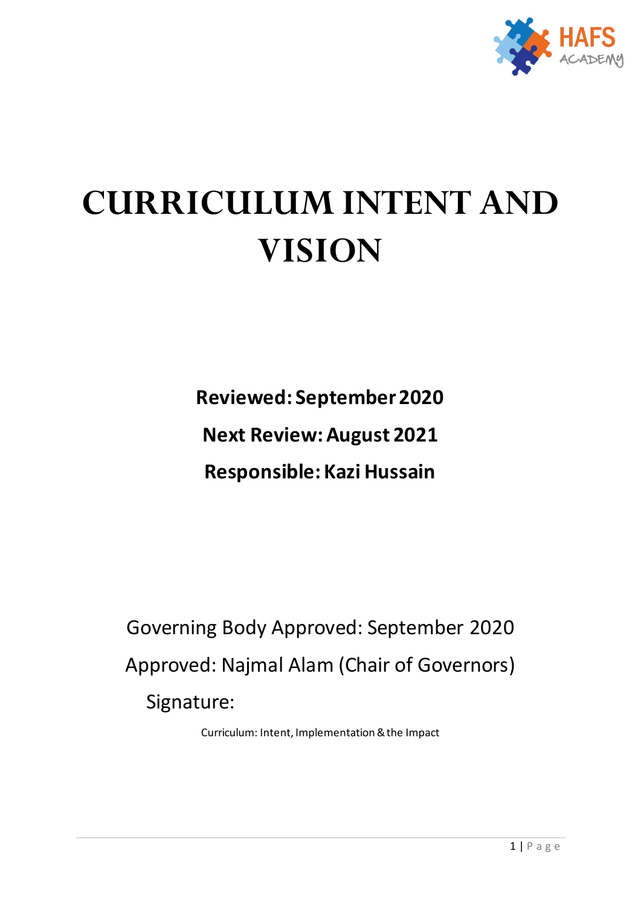HAFS ACADEMY

# CURRICULUM INTENT AND VISION

**Reviewed: September 2020**

**Next Review: August 2021**

**Responsible: Kazi Hussain**

Governing Body Approved: September 2020

Approved: Najmal Alam (Chair of Governors)

Signature:

Curriculum: Intent, Implementation & the Impact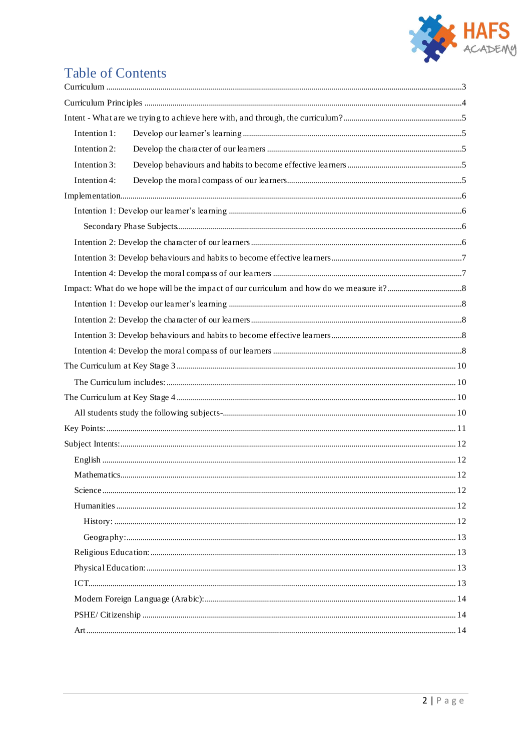# Table of Contents

Curriculum ..... 3

Curriculum Principles ..... 4

Intent - What are we trying to achieve here with, and through, the curriculum? ..... 5

- Intention 1: Develop our learner's learning ..... 5
- Intention 2: Develop the character of our learners ..... 5
- Intention 3: Develop behaviours and habits to become effective learners ..... 5
- Intention 4: Develop the moral compass of our learners ..... 5

Implementation ..... 6

- Intention 1: Develop our learner's learning ..... 6
  - Secondary Phase Subjects ..... 6
- Intention 2: Develop the character of our learners ..... 6
- Intention 3: Develop behaviours and habits to become effective learners ..... 7
- Intention 4: Develop the moral compass of our learners ..... 7

Impact: What do we hope will be the impact of our curriculum and how do we measure it? ..... 8

- Intention 1: Develop our learner's learning ..... 8
- Intention 2: Develop the character of our learners ..... 8
- Intention 3: Develop behaviours and habits to become effective learners ..... 8
- Intention 4: Develop the moral compass of our learners ..... 8

The Curriculum at Key Stage 3 ..... 10

- The Curriculum includes: ..... 10

The Curriculum at Key Stage 4 ..... 10

- All students study the following subjects- ..... 10

Key Points: ..... 11

Subject Intents: ..... 12

- English ..... 12
- Mathematics ..... 12
- Science ..... 12
- Humanities ..... 12
  - History: ..... 12
  - Geography: ..... 13
- Religious Education: ..... 13
- Physical Education: ..... 13
- ICT ..... 13
- Modern Foreign Language (Arabic): ..... 14
- PSHE/ Citizenship ..... 14
- Art ..... 14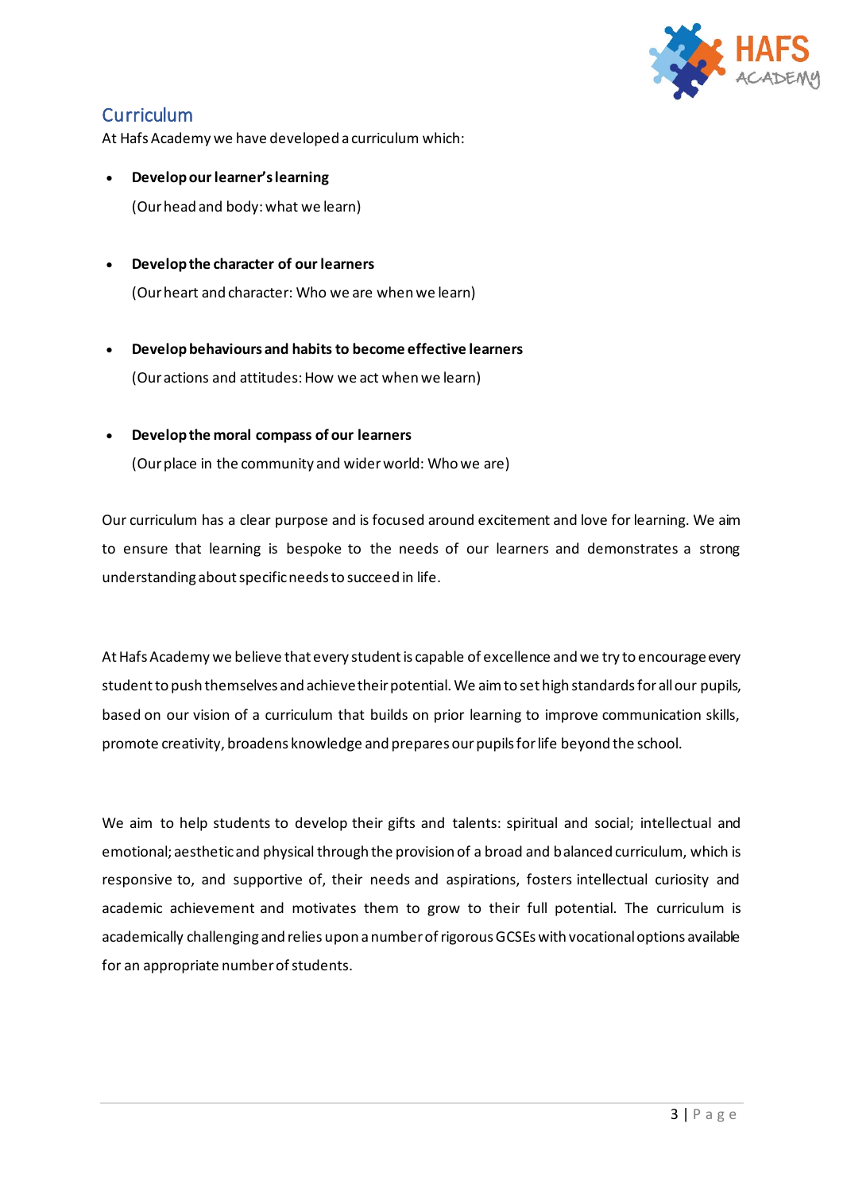## Curriculum

At Hafs Academy we have developed a curriculum which:

- **Develop our learner's learning**

  (Our head and body: what we learn)

- **Develop the character of our learners**

  (Our heart and character: Who we are when we learn)

- **Develop behaviours and habits to become effective learners**

  (Our actions and attitudes: How we act when we learn)

- **Develop the moral compass of our learners**

  (Our place in the community and wider world: Who we are)

Our curriculum has a clear purpose and is focused around excitement and love for learning. We aim to ensure that learning is bespoke to the needs of our learners and demonstrates a strong understanding about specific needs to succeed in life.

At Hafs Academy we believe that every student is capable of excellence and we try to encourage every student to push themselves and achieve their potential. We aim to set high standards for all our pupils, based on our vision of a curriculum that builds on prior learning to improve communication skills, promote creativity, broadens knowledge and prepares our pupils for life beyond the school.

We aim to help students to develop their gifts and talents: spiritual and social; intellectual and emotional; aesthetic and physical through the provision of a broad and balanced curriculum, which is responsive to, and supportive of, their needs and aspirations, fosters intellectual curiosity and academic achievement and motivates them to grow to their full potential. The curriculum is academically challenging and relies upon a number of rigorous GCSEs with vocational options available for an appropriate number of students.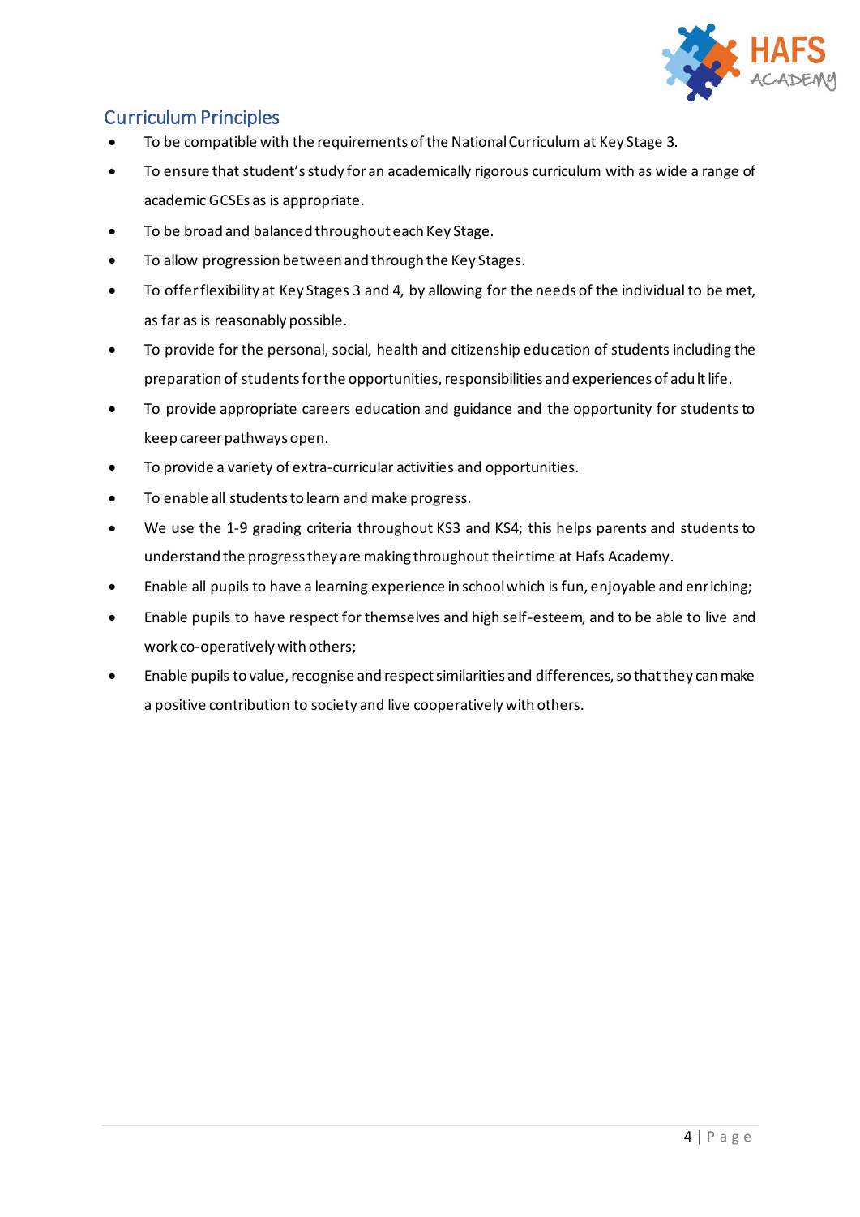## Curriculum Principles

- To be compatible with the requirements of the National Curriculum at Key Stage 3.
- To ensure that student's study for an academically rigorous curriculum with as wide a range of academic GCSEs as is appropriate.
- To be broad and balanced throughout each Key Stage.
- To allow progression between and through the Key Stages.
- To offer flexibility at Key Stages 3 and 4, by allowing for the needs of the individual to be met, as far as is reasonably possible.
- To provide for the personal, social, health and citizenship education of students including the preparation of students for the opportunities, responsibilities and experiences of adult life.
- To provide appropriate careers education and guidance and the opportunity for students to keep career pathways open.
- To provide a variety of extra-curricular activities and opportunities.
- To enable all students to learn and make progress.
- We use the 1-9 grading criteria throughout KS3 and KS4; this helps parents and students to understand the progress they are making throughout their time at Hafs Academy.
- Enable all pupils to have a learning experience in school which is fun, enjoyable and enriching;
- Enable pupils to have respect for themselves and high self-esteem, and to be able to live and work co-operatively with others;
- Enable pupils to value, recognise and respect similarities and differences, so that they can make a positive contribution to society and live cooperatively with others.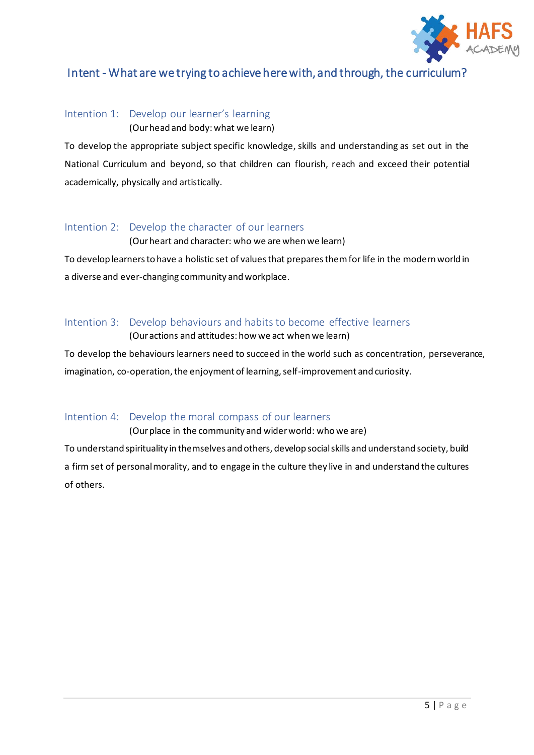## Intent - What are we trying to achieve here with, and through, the curriculum?

### Intention 1: Develop our learner's learning

(Our head and body: what we learn)

To develop the appropriate subject specific knowledge, skills and understanding as set out in the National Curriculum and beyond, so that children can flourish, reach and exceed their potential academically, physically and artistically.

### Intention 2: Develop the character of our learners

(Our heart and character: who we are when we learn)

To develop learners to have a holistic set of values that prepares them for life in the modern world in a diverse and ever-changing community and workplace.

### Intention 3: Develop behaviours and habits to become effective learners

(Our actions and attitudes: how we act when we learn)

To develop the behaviours learners need to succeed in the world such as concentration, perseverance, imagination, co-operation, the enjoyment of learning, self-improvement and curiosity.

### Intention 4: Develop the moral compass of our learners

(Our place in the community and wider world: who we are)

To understand spirituality in themselves and others, develop social skills and understand society, build a firm set of personal morality, and to engage in the culture they live in and understand the cultures of others.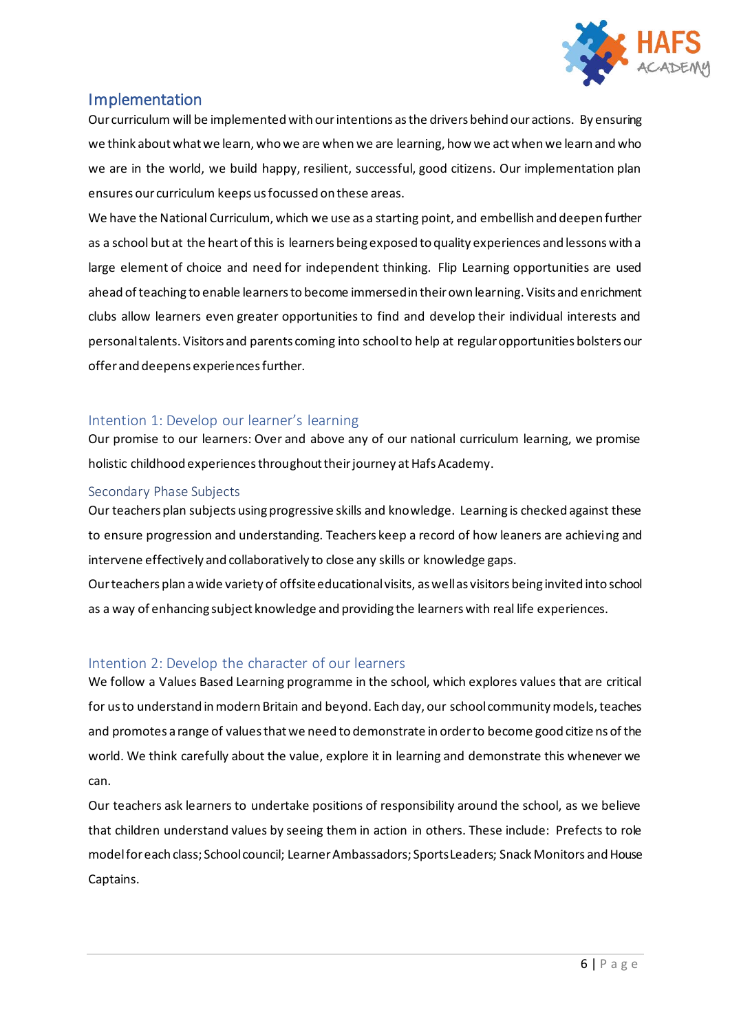## Implementation

Our curriculum will be implemented with our intentions as the drivers behind our actions. By ensuring we think about what we learn, who we are when we are learning, how we act when we learn and who we are in the world, we build happy, resilient, successful, good citizens. Our implementation plan ensures our curriculum keeps us focussed on these areas.

We have the National Curriculum, which we use as a starting point, and embellish and deepen further as a school but at the heart of this is learners being exposed to quality experiences and lessons with a large element of choice and need for independent thinking. Flip Learning opportunities are used ahead of teaching to enable learners to become immersed in their own learning. Visits and enrichment clubs allow learners even greater opportunities to find and develop their individual interests and personal talents. Visitors and parents coming into school to help at regular opportunities bolsters our offer and deepens experiences further.

### Intention 1: Develop our learner's learning

Our promise to our learners: Over and above any of our national curriculum learning, we promise holistic childhood experiences throughout their journey at Hafs Academy.

#### Secondary Phase Subjects

Our teachers plan subjects using progressive skills and knowledge. Learning is checked against these to ensure progression and understanding. Teachers keep a record of how leaners are achieving and intervene effectively and collaboratively to close any skills or knowledge gaps.

Our teachers plan a wide variety of offsite educational visits, as well as visitors being invited into school as a way of enhancing subject knowledge and providing the learners with real life experiences.

### Intention 2: Develop the character of our learners

We follow a Values Based Learning programme in the school, which explores values that are critical for us to understand in modern Britain and beyond. Each day, our school community models, teaches and promotes a range of values that we need to demonstrate in order to become good citizens of the world. We think carefully about the value, explore it in learning and demonstrate this whenever we can.

Our teachers ask learners to undertake positions of responsibility around the school, as we believe that children understand values by seeing them in action in others. These include: Prefects to role model for each class; School council; Learner Ambassadors; Sports Leaders; Snack Monitors and House Captains.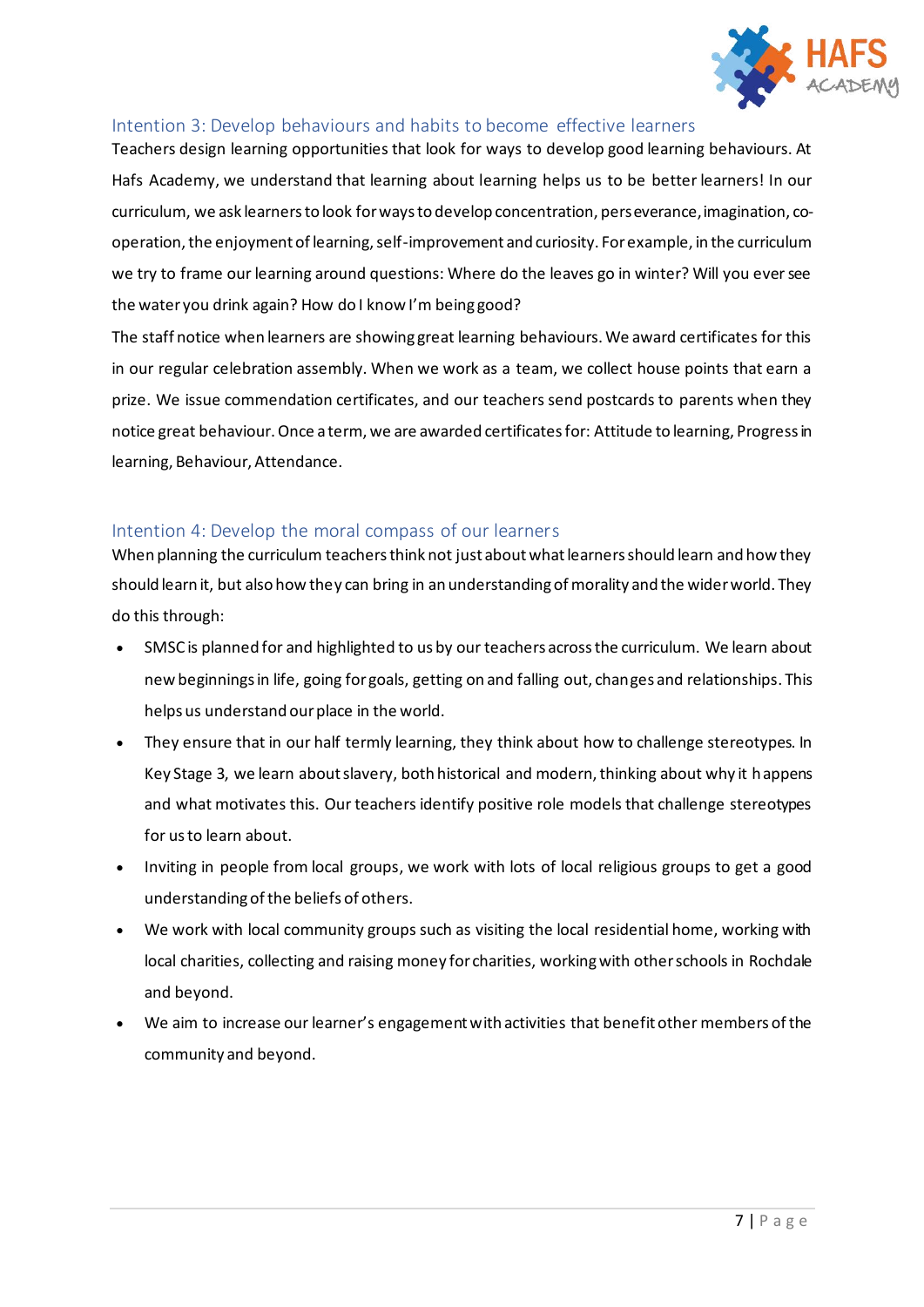## Intention 3: Develop behaviours and habits to become effective learners

Teachers design learning opportunities that look for ways to develop good learning behaviours. At Hafs Academy, we understand that learning about learning helps us to be better learners! In our curriculum, we ask learners to look for ways to develop concentration, perseverance, imagination, co-operation, the enjoyment of learning, self-improvement and curiosity. For example, in the curriculum we try to frame our learning around questions: Where do the leaves go in winter? Will you ever see the water you drink again? How do I know I'm being good?

The staff notice when learners are showing great learning behaviours. We award certificates for this in our regular celebration assembly. When we work as a team, we collect house points that earn a prize. We issue commendation certificates, and our teachers send postcards to parents when they notice great behaviour. Once a term, we are awarded certificates for: Attitude to learning, Progress in learning, Behaviour, Attendance.

## Intention 4: Develop the moral compass of our learners

When planning the curriculum teachers think not just about what learners should learn and how they should learn it, but also how they can bring in an understanding of morality and the wider world. They do this through:

- SMSC is planned for and highlighted to us by our teachers across the curriculum. We learn about new beginnings in life, going for goals, getting on and falling out, changes and relationships. This helps us understand our place in the world.
- They ensure that in our half termly learning, they think about how to challenge stereotypes. In Key Stage 3, we learn about slavery, both historical and modern, thinking about why it happens and what motivates this. Our teachers identify positive role models that challenge stereotypes for us to learn about.
- Inviting in people from local groups, we work with lots of local religious groups to get a good understanding of the beliefs of others.
- We work with local community groups such as visiting the local residential home, working with local charities, collecting and raising money for charities, working with other schools in Rochdale and beyond.
- We aim to increase our learner's engagement with activities that benefit other members of the community and beyond.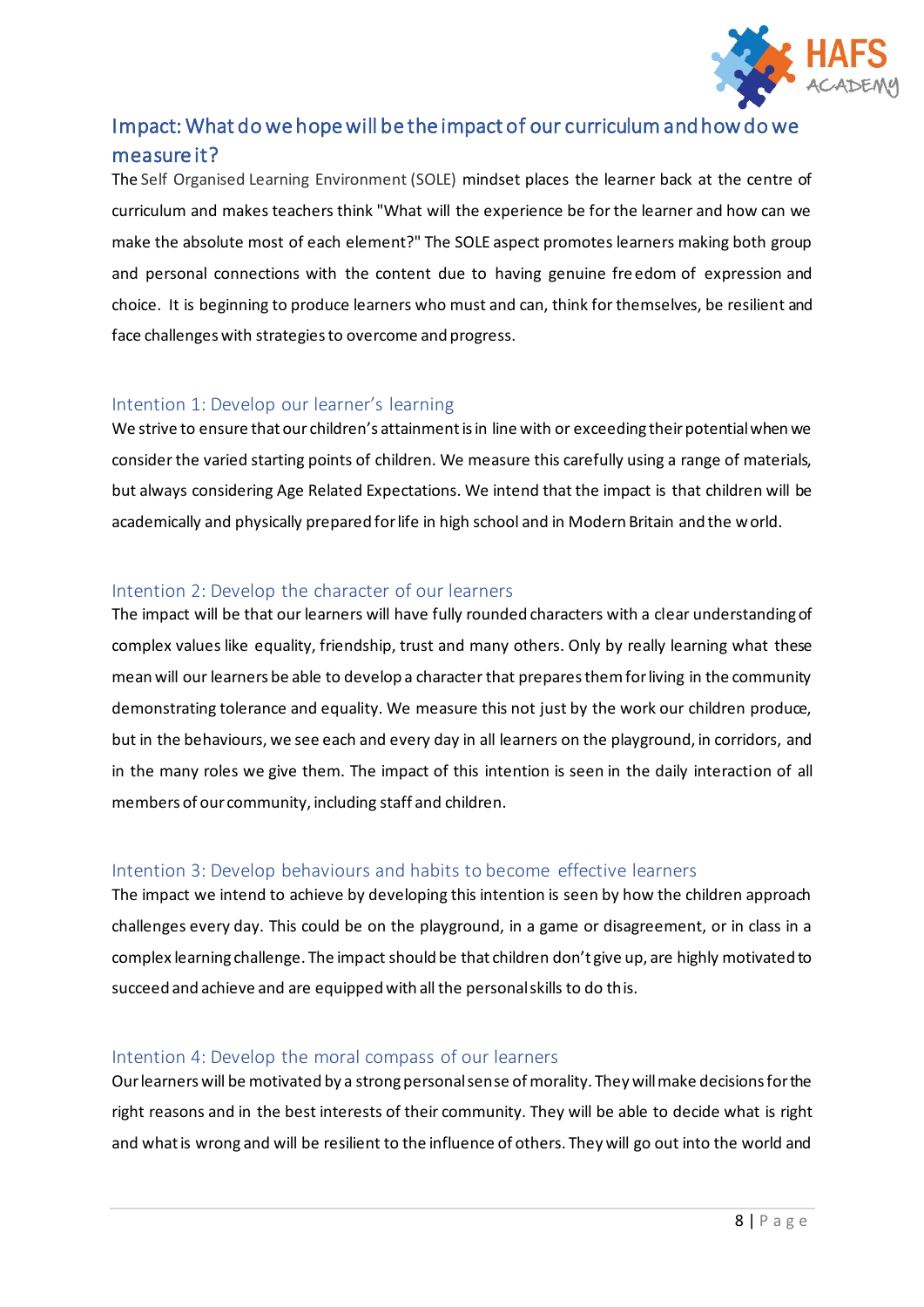## Impact: What do we hope will be the impact of our curriculum and how do we measure it?

The Self Organised Learning Environment (SOLE) mindset places the learner back at the centre of curriculum and makes teachers think "What will the experience be for the learner and how can we make the absolute most of each element?" The SOLE aspect promotes learners making both group and personal connections with the content due to having genuine freedom of expression and choice. It is beginning to produce learners who must and can, think for themselves, be resilient and face challenges with strategies to overcome and progress.

### Intention 1: Develop our learner's learning

We strive to ensure that our children's attainment is in line with or exceeding their potential when we consider the varied starting points of children. We measure this carefully using a range of materials, but always considering Age Related Expectations. We intend that the impact is that children will be academically and physically prepared for life in high school and in Modern Britain and the world.

### Intention 2: Develop the character of our learners

The impact will be that our learners will have fully rounded characters with a clear understanding of complex values like equality, friendship, trust and many others. Only by really learning what these mean will our learners be able to develop a character that prepares them for living in the community demonstrating tolerance and equality. We measure this not just by the work our children produce, but in the behaviours, we see each and every day in all learners on the playground, in corridors, and in the many roles we give them. The impact of this intention is seen in the daily interaction of all members of our community, including staff and children.

### Intention 3: Develop behaviours and habits to become effective learners

The impact we intend to achieve by developing this intention is seen by how the children approach challenges every day. This could be on the playground, in a game or disagreement, or in class in a complex learning challenge. The impact should be that children don't give up, are highly motivated to succeed and achieve and are equipped with all the personal skills to do this.

### Intention 4: Develop the moral compass of our learners

Our learners will be motivated by a strong personal sense of morality. They will make decisions for the right reasons and in the best interests of their community. They will be able to decide what is right and what is wrong and will be resilient to the influence of others. They will go out into the world and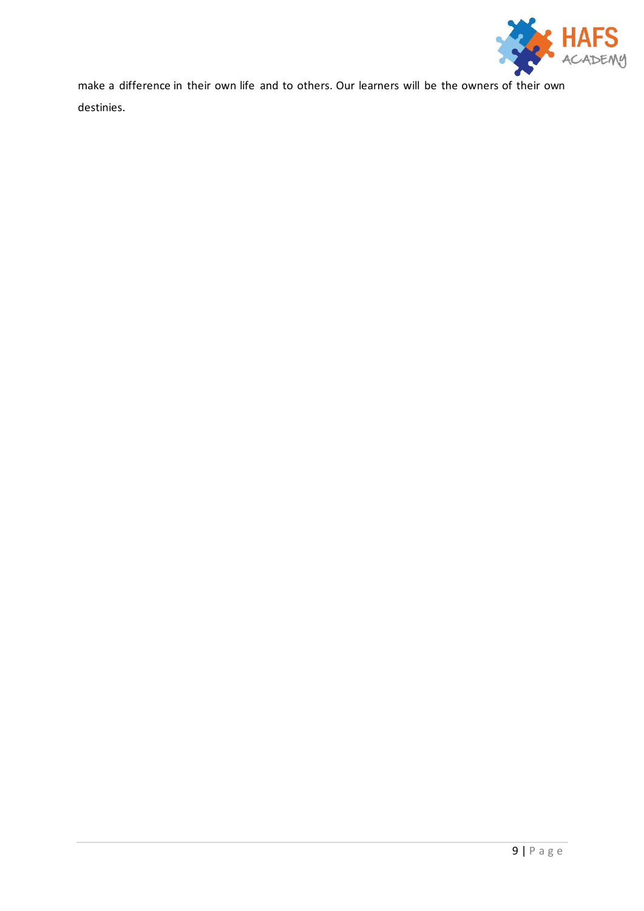make a difference in their own life and to others. Our learners will be the owners of their own destinies.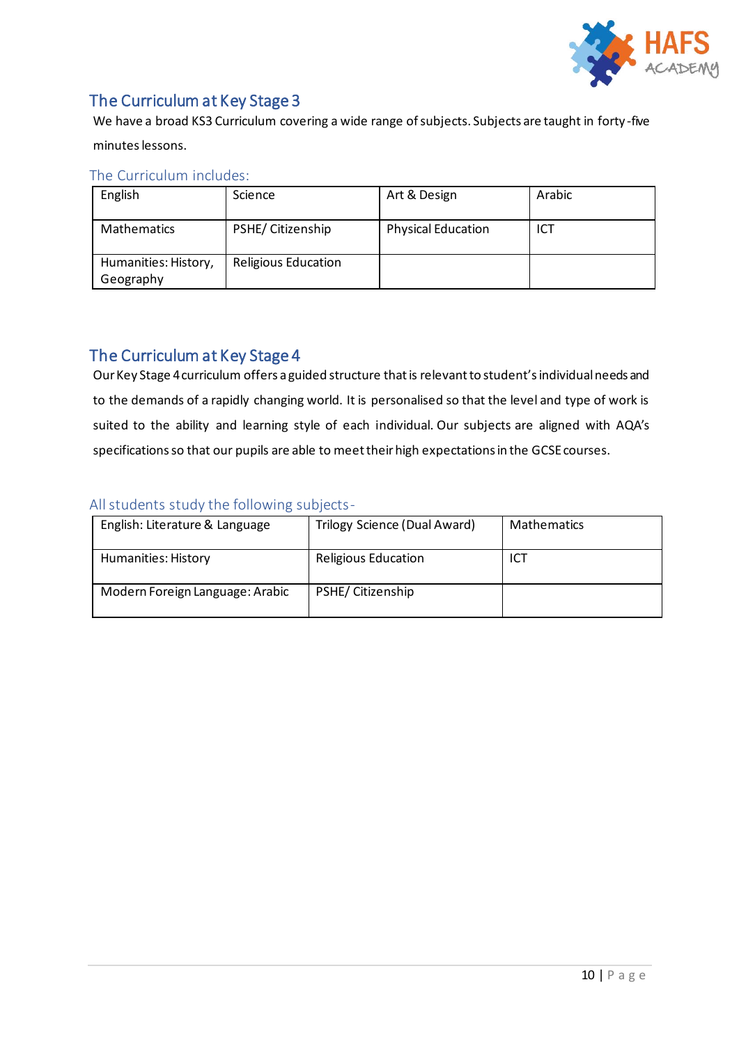## The Curriculum at Key Stage 3

We have a broad KS3 Curriculum covering a wide range of subjects. Subjects are taught in forty-five minutes lessons.

### The Curriculum includes:

| | | | |
|---|---|---|---|
| English | Science | Art & Design | Arabic |
| Mathematics | PSHE/ Citizenship | Physical Education | ICT |
| Humanities: History, Geography | Religious Education | | |

## The Curriculum at Key Stage 4

Our Key Stage 4 curriculum offers a guided structure that is relevant to student's individual needs and to the demands of a rapidly changing world. It is personalised so that the level and type of work is suited to the ability and learning style of each individual. Our subjects are aligned with AQA's specifications so that our pupils are able to meet their high expectations in the GCSE courses.

### All students study the following subjects-

| | | |
|---|---|---|
| English: Literature & Language | Trilogy Science (Dual Award) | Mathematics |
| Humanities: History | Religious Education | ICT |
| Modern Foreign Language: Arabic | PSHE/ Citizenship | |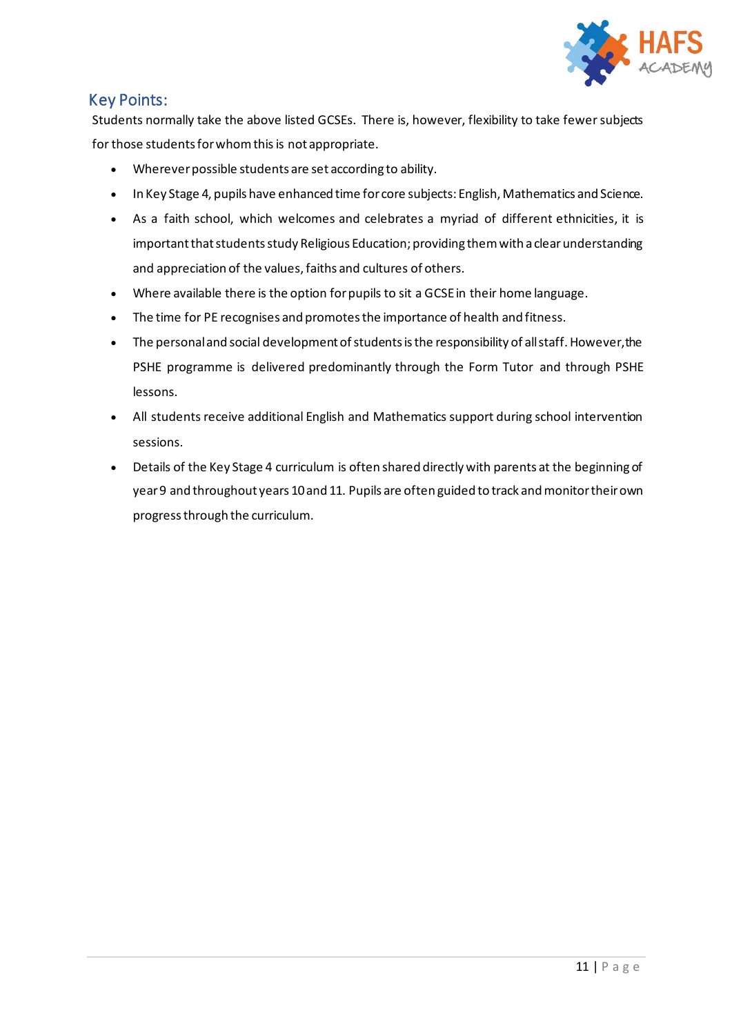## Key Points:

Students normally take the above listed GCSEs. There is, however, flexibility to take fewer subjects for those students for whom this is not appropriate.

- Wherever possible students are set according to ability.
- In Key Stage 4, pupils have enhanced time for core subjects: English, Mathematics and Science.
- As a faith school, which welcomes and celebrates a myriad of different ethnicities, it is important that students study Religious Education; providing them with a clear understanding and appreciation of the values, faiths and cultures of others.
- Where available there is the option for pupils to sit a GCSE in their home language.
- The time for PE recognises and promotes the importance of health and fitness.
- The personal and social development of students is the responsibility of all staff. However, the PSHE programme is delivered predominantly through the Form Tutor and through PSHE lessons.
- All students receive additional English and Mathematics support during school intervention sessions.
- Details of the Key Stage 4 curriculum is often shared directly with parents at the beginning of year 9 and throughout years 10 and 11. Pupils are often guided to track and monitor their own progress through the curriculum.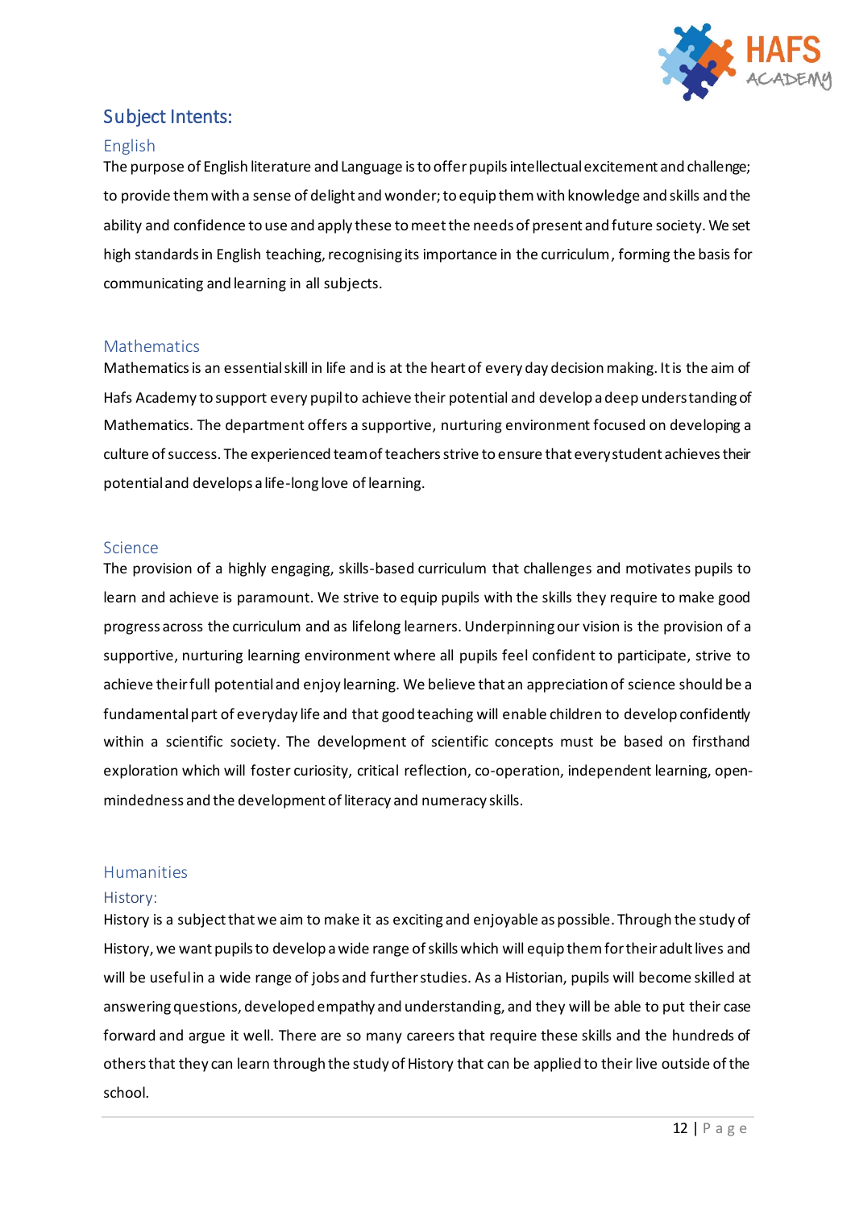## Subject Intents:

### English

The purpose of English literature and Language is to offer pupils intellectual excitement and challenge; to provide them with a sense of delight and wonder; to equip them with knowledge and skills and the ability and confidence to use and apply these to meet the needs of present and future society. We set high standards in English teaching, recognising its importance in the curriculum, forming the basis for communicating and learning in all subjects.

### Mathematics

Mathematics is an essential skill in life and is at the heart of every day decision making. It is the aim of Hafs Academy to support every pupil to achieve their potential and develop a deep understanding of Mathematics. The department offers a supportive, nurturing environment focused on developing a culture of success. The experienced team of teachers strive to ensure that every student achieves their potential and develops a life-long love of learning.

### Science

The provision of a highly engaging, skills-based curriculum that challenges and motivates pupils to learn and achieve is paramount. We strive to equip pupils with the skills they require to make good progress across the curriculum and as lifelong learners. Underpinning our vision is the provision of a supportive, nurturing learning environment where all pupils feel confident to participate, strive to achieve their full potential and enjoy learning. We believe that an appreciation of science should be a fundamental part of everyday life and that good teaching will enable children to develop confidently within a scientific society. The development of scientific concepts must be based on firsthand exploration which will foster curiosity, critical reflection, co-operation, independent learning, open-mindedness and the development of literacy and numeracy skills.

### Humanities

#### History:

History is a subject that we aim to make it as exciting and enjoyable as possible. Through the study of History, we want pupils to develop a wide range of skills which will equip them for their adult lives and will be useful in a wide range of jobs and further studies. As a Historian, pupils will become skilled at answering questions, developed empathy and understanding, and they will be able to put their case forward and argue it well. There are so many careers that require these skills and the hundreds of others that they can learn through the study of History that can be applied to their live outside of the school.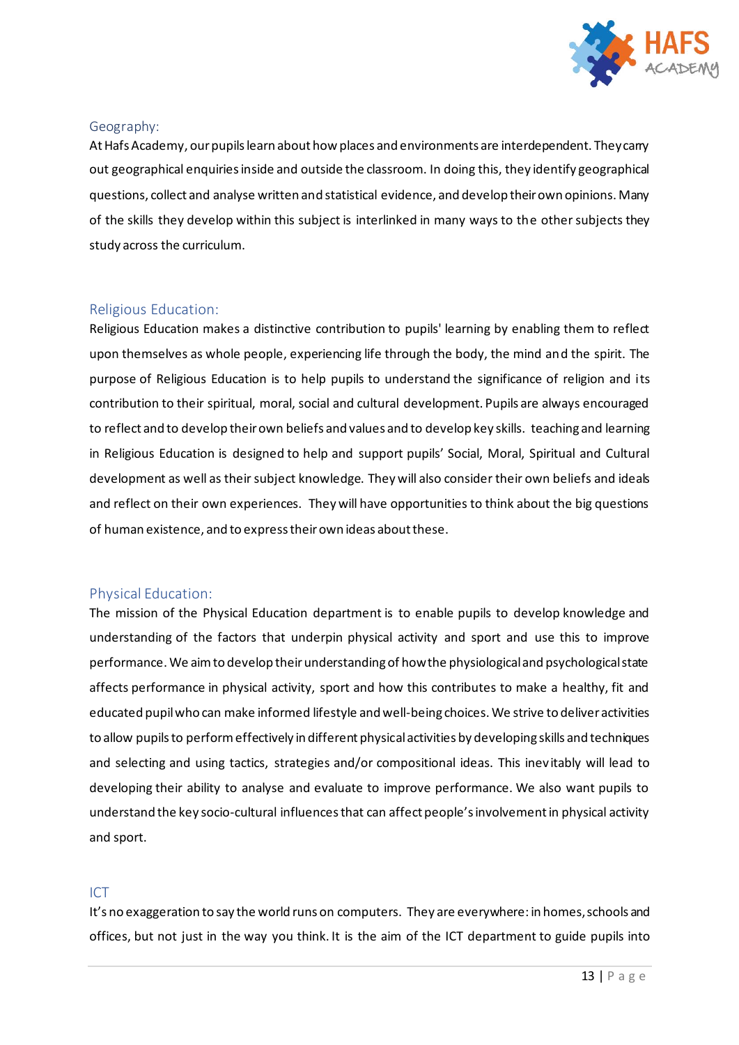## Geography:

At Hafs Academy, our pupils learn about how places and environments are interdependent. They carry out geographical enquiries inside and outside the classroom. In doing this, they identify geographical questions, collect and analyse written and statistical evidence, and develop their own opinions. Many of the skills they develop within this subject is interlinked in many ways to the other subjects they study across the curriculum.

## Religious Education:

Religious Education makes a distinctive contribution to pupils' learning by enabling them to reflect upon themselves as whole people, experiencing life through the body, the mind and the spirit. The purpose of Religious Education is to help pupils to understand the significance of religion and its contribution to their spiritual, moral, social and cultural development. Pupils are always encouraged to reflect and to develop their own beliefs and values and to develop key skills. teaching and learning in Religious Education is designed to help and support pupils' Social, Moral, Spiritual and Cultural development as well as their subject knowledge. They will also consider their own beliefs and ideals and reflect on their own experiences. They will have opportunities to think about the big questions of human existence, and to express their own ideas about these.

## Physical Education:

The mission of the Physical Education department is to enable pupils to develop knowledge and understanding of the factors that underpin physical activity and sport and use this to improve performance. We aim to develop their understanding of how the physiological and psychological state affects performance in physical activity, sport and how this contributes to make a healthy, fit and educated pupil who can make informed lifestyle and well-being choices. We strive to deliver activities to allow pupils to perform effectively in different physical activities by developing skills and techniques and selecting and using tactics, strategies and/or compositional ideas. This inevitably will lead to developing their ability to analyse and evaluate to improve performance. We also want pupils to understand the key socio-cultural influences that can affect people's involvement in physical activity and sport.

## ICT

It's no exaggeration to say the world runs on computers. They are everywhere: in homes, schools and offices, but not just in the way you think. It is the aim of the ICT department to guide pupils into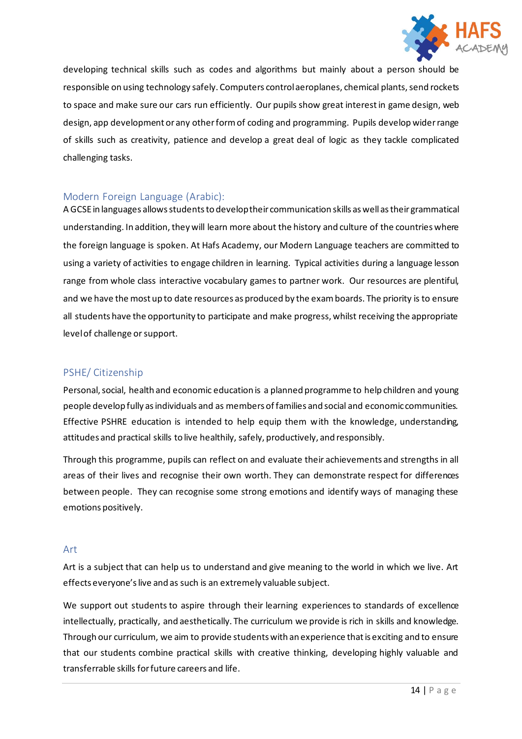developing technical skills such as codes and algorithms but mainly about a person should be responsible on using technology safely. Computers control aeroplanes, chemical plants, send rockets to space and make sure our cars run efficiently. Our pupils show great interest in game design, web design, app development or any other form of coding and programming. Pupils develop wider range of skills such as creativity, patience and develop a great deal of logic as they tackle complicated challenging tasks.

## Modern Foreign Language (Arabic):

A GCSE in languages allows students to develop their communication skills as well as their grammatical understanding. In addition, they will learn more about the history and culture of the countries where the foreign language is spoken. At Hafs Academy, our Modern Language teachers are committed to using a variety of activities to engage children in learning. Typical activities during a language lesson range from whole class interactive vocabulary games to partner work. Our resources are plentiful, and we have the most up to date resources as produced by the exam boards. The priority is to ensure all students have the opportunity to participate and make progress, whilst receiving the appropriate level of challenge or support.

## PSHE/ Citizenship

Personal, social, health and economic education is a planned programme to help children and young people develop fully as individuals and as members of families and social and economic communities. Effective PSHRE education is intended to help equip them with the knowledge, understanding, attitudes and practical skills to live healthily, safely, productively, and responsibly.

Through this programme, pupils can reflect on and evaluate their achievements and strengths in all areas of their lives and recognise their own worth. They can demonstrate respect for differences between people. They can recognise some strong emotions and identify ways of managing these emotions positively.

## Art

Art is a subject that can help us to understand and give meaning to the world in which we live. Art effects everyone's live and as such is an extremely valuable subject.

We support out students to aspire through their learning experiences to standards of excellence intellectually, practically, and aesthetically. The curriculum we provide is rich in skills and knowledge. Through our curriculum, we aim to provide students with an experience that is exciting and to ensure that our students combine practical skills with creative thinking, developing highly valuable and transferrable skills for future careers and life.